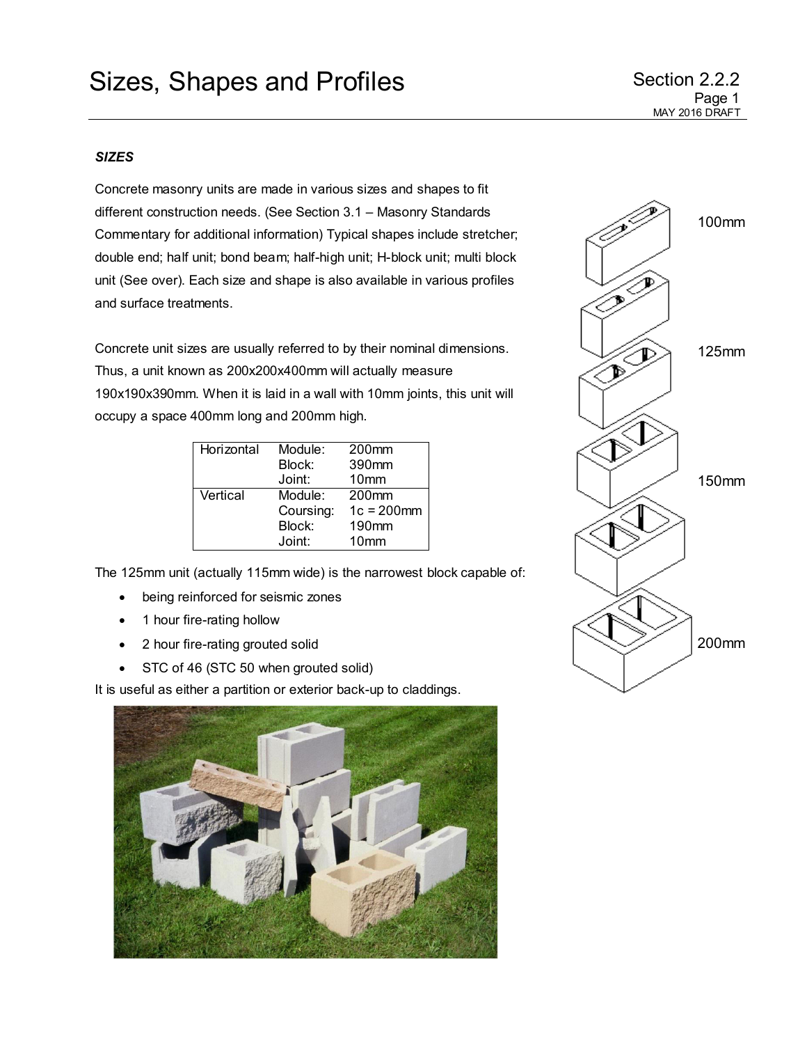# Sizes, Shapes and Profiles

## SIZES

Concrete masonry units are made in various sizes and shapes to fit different construction needs. (See Section 3.1 – Masonry Standards Commentary for additional information) Typical shapes include stretcher; double end; half unit; bond beam; half-high unit; H-block unit; multi block unit (See over). Each size and shape is also available in various profiles and surface treatments.

Concrete unit sizes are usually referred to by their nominal dimensions. Thus, a unit known as 200x200x400mm will actually measure 190x190x390mm. When it is laid in a wall with 10mm joints, this unit will occupy a space 400mm long and 200mm high.

| | | |
|---|---|---|
| Horizontal | Module: | 200mm |
| | Block: | 390mm |
| | Joint: | 10mm |
| Vertical | Module: | 200mm |
| | Coursing: | 1c = 200mm |
| | Block: | 190mm |
| | Joint: | 10mm |

The 125mm unit (actually 115mm wide) is the narrowest block capable of:

- being reinforced for seismic zones
- 1 hour fire-rating hollow
- 2 hour fire-rating grouted solid
- STC of 46 (STC 50 when grouted solid)

It is useful as either a partition or exterior back-up to claddings.

100mm

125mm

150mm

200mm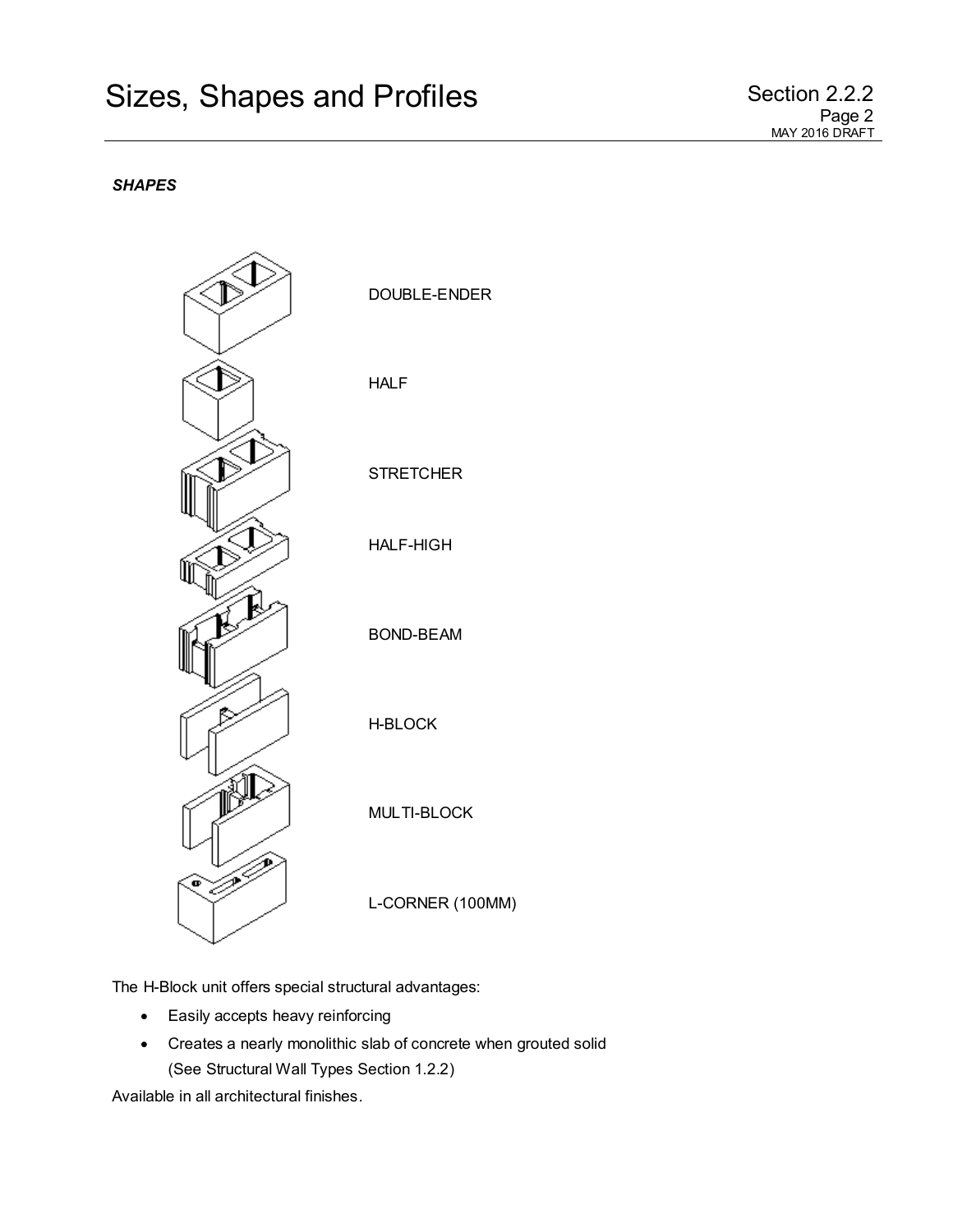# Sizes, Shapes and Profiles

Section 2.2.2

***SHAPES***

DOUBLE-ENDER

HALF

STRETCHER

HALF-HIGH

BOND-BEAM

H-BLOCK

MULTI-BLOCK

L-CORNER (100MM)

The H-Block unit offers special structural advantages:

- Easily accepts heavy reinforcing
- Creates a nearly monolithic slab of concrete when grouted solid (See Structural Wall Types Section 1.2.2)

Available in all architectural finishes.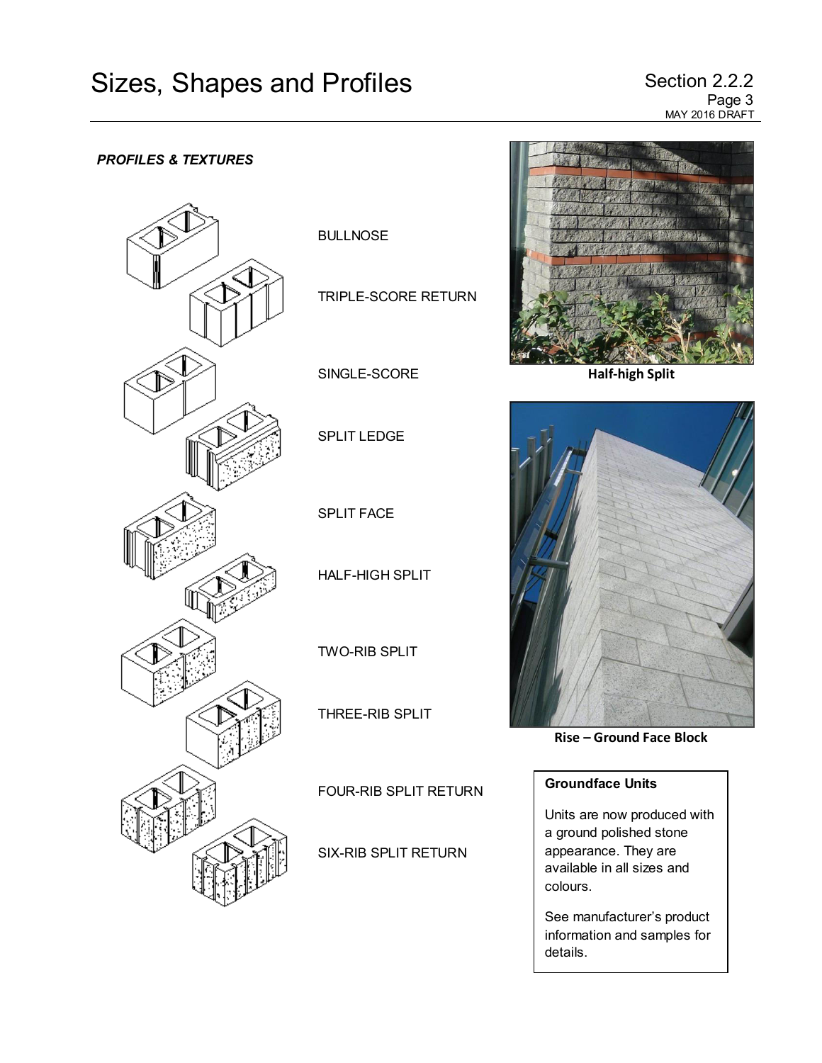# Sizes, Shapes and Profiles

Section 2.2.2

***PROFILES & TEXTURES***

BULLNOSE

TRIPLE-SCORE RETURN

SINGLE-SCORE

SPLIT LEDGE

SPLIT FACE

HALF-HIGH SPLIT

TWO-RIB SPLIT

THREE-RIB SPLIT

FOUR-RIB SPLIT RETURN

SIX-RIB SPLIT RETURN

**Half-high Split**

**Rise – Ground Face Block**

**Groundface Units**

Units are now produced with a ground polished stone appearance. They are available in all sizes and colours.

See manufacturer's product information and samples for details.